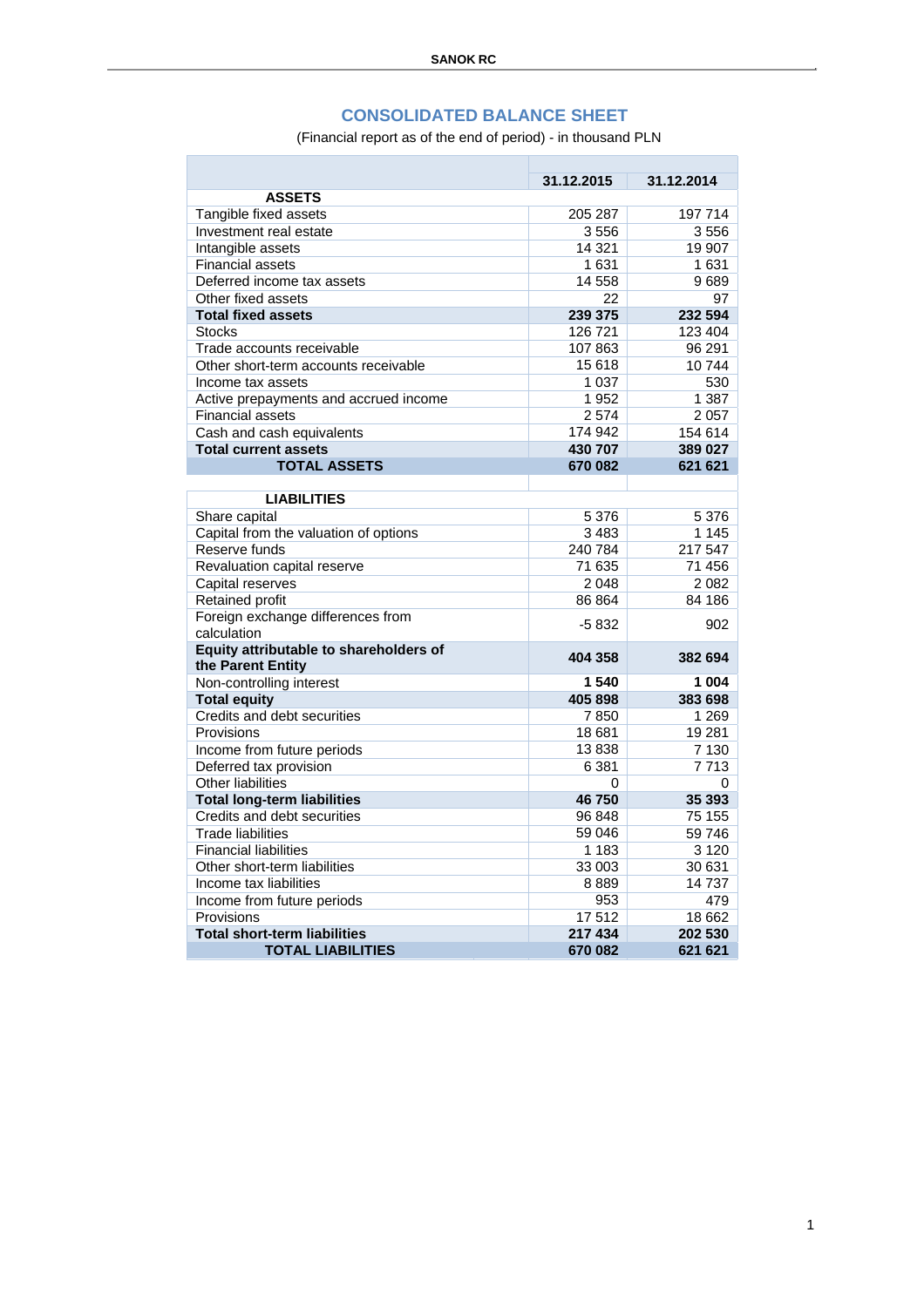# CONSOLIDATED BALANCE SHEET

(Financial report as of the end of period) - in thousand PLN

| | 31.12.2015 | 31.12.2014 |
|---|---|---|
| **ASSETS** | | |
| Tangible fixed assets | 205 287 | 197 714 |
| Investment real estate | 3 556 | 3 556 |
| Intangible assets | 14 321 | 19 907 |
| Financial assets | 1 631 | 1 631 |
| Deferred income tax assets | 14 558 | 9 689 |
| Other fixed assets | 22 | 97 |
| **Total fixed assets** | **239 375** | **232 594** |
| Stocks | 126 721 | 123 404 |
| Trade accounts receivable | 107 863 | 96 291 |
| Other short-term accounts receivable | 15 618 | 10 744 |
| Income tax assets | 1 037 | 530 |
| Active prepayments and accrued income | 1 952 | 1 387 |
| Financial assets | 2 574 | 2 057 |
| Cash and cash equivalents | 174 942 | 154 614 |
| **Total current assets** | **430 707** | **389 027** |
| **TOTAL ASSETS** | **670 082** | **621 621** |
| | | |
| **LIABILITIES** | | |
| Share capital | 5 376 | 5 376 |
| Capital from the valuation of options | 3 483 | 1 145 |
| Reserve funds | 240 784 | 217 547 |
| Revaluation capital reserve | 71 635 | 71 456 |
| Capital reserves | 2 048 | 2 082 |
| Retained profit | 86 864 | 84 186 |
| Foreign exchange differences from calculation | -5 832 | 902 |
| **Equity attributable to shareholders of the Parent Entity** | **404 358** | **382 694** |
| Non-controlling interest | **1 540** | **1 004** |
| **Total equity** | **405 898** | **383 698** |
| Credits and debt securities | 7 850 | 1 269 |
| Provisions | 18 681 | 19 281 |
| Income from future periods | 13 838 | 7 130 |
| Deferred tax provision | 6 381 | 7 713 |
| Other liabilities | 0 | 0 |
| **Total long-term liabilities** | **46 750** | **35 393** |
| Credits and debt securities | 96 848 | 75 155 |
| Trade liabilities | 59 046 | 59 746 |
| Financial liabilities | 1 183 | 3 120 |
| Other short-term liabilities | 33 003 | 30 631 |
| Income tax liabilities | 8 889 | 14 737 |
| Income from future periods | 953 | 479 |
| Provisions | 17 512 | 18 662 |
| **Total short-term liabilities** | **217 434** | **202 530** |
| **TOTAL LIABILITIES** | **670 082** | **621 621** |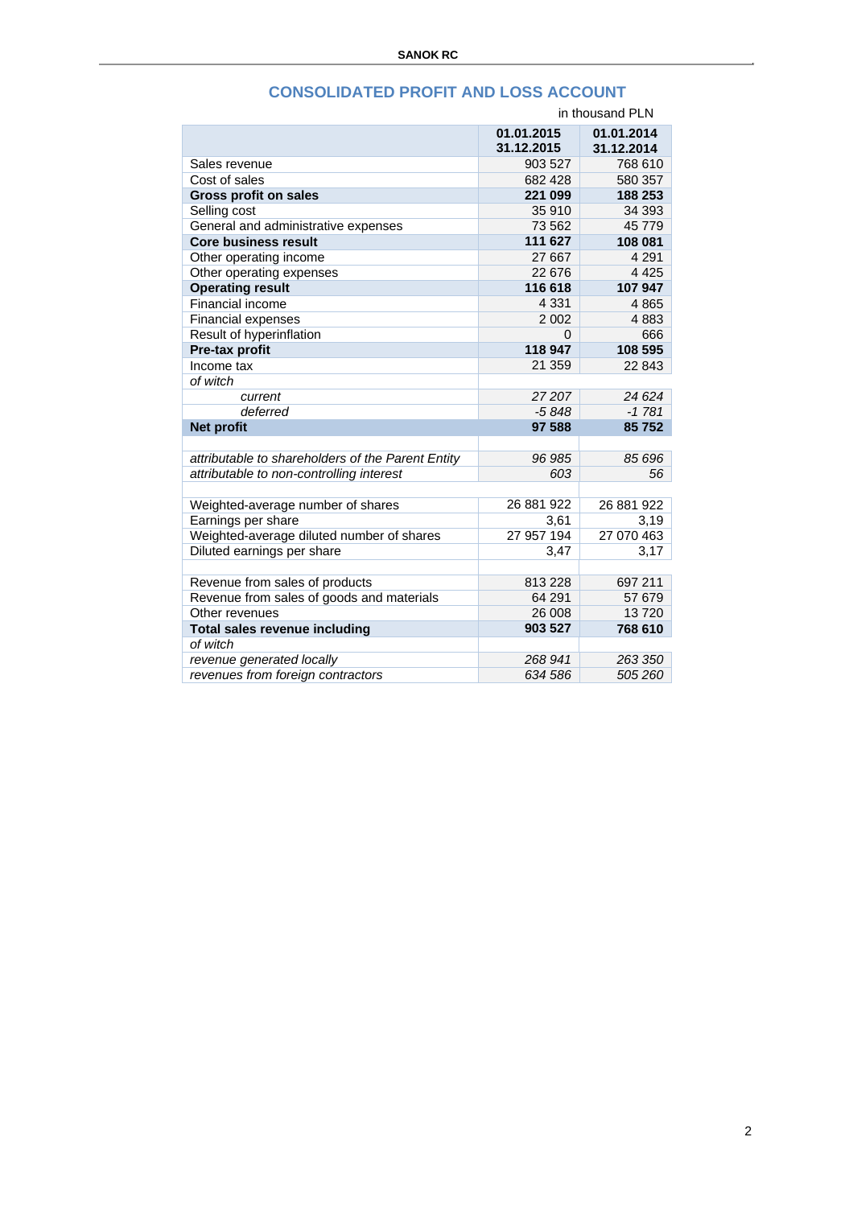## CONSOLIDATED PROFIT AND LOSS ACCOUNT

in thousand PLN

| | 01.01.2015 31.12.2015 | 01.01.2014 31.12.2014 |
|---|---|---|
| Sales revenue | 903 527 | 768 610 |
| Cost of sales | 682 428 | 580 357 |
| **Gross profit on sales** | **221 099** | **188 253** |
| Selling cost | 35 910 | 34 393 |
| General and administrative expenses | 73 562 | 45 779 |
| **Core business result** | **111 627** | **108 081** |
| Other operating income | 27 667 | 4 291 |
| Other operating expenses | 22 676 | 4 425 |
| **Operating result** | **116 618** | **107 947** |
| Financial income | 4 331 | 4 865 |
| Financial expenses | 2 002 | 4 883 |
| Result of hyperinflation | 0 | 666 |
| **Pre-tax profit** | **118 947** | **108 595** |
| Income tax | 21 359 | 22 843 |
| *of witch* | | |
| *current* | *27 207* | *24 624* |
| *deferred* | *-5 848* | *-1 781* |
| **Net profit** | **97 588** | **85 752** |
| | | |
| *attributable to shareholders of the Parent Entity* | *96 985* | *85 696* |
| *attributable to non-controlling interest* | *603* | *56* |
| | | |
| Weighted-average number of shares | 26 881 922 | 26 881 922 |
| Earnings per share | 3,61 | 3,19 |
| Weighted-average diluted number of shares | 27 957 194 | 27 070 463 |
| Diluted earnings per share | 3,47 | 3,17 |
| | | |
| Revenue from sales of products | 813 228 | 697 211 |
| Revenue from sales of goods and materials | 64 291 | 57 679 |
| Other revenues | 26 008 | 13 720 |
| **Total sales revenue including** | **903 527** | **768 610** |
| *of witch* | | |
| *revenue generated locally* | *268 941* | *263 350* |
| *revenues from foreign contractors* | *634 586* | *505 260* |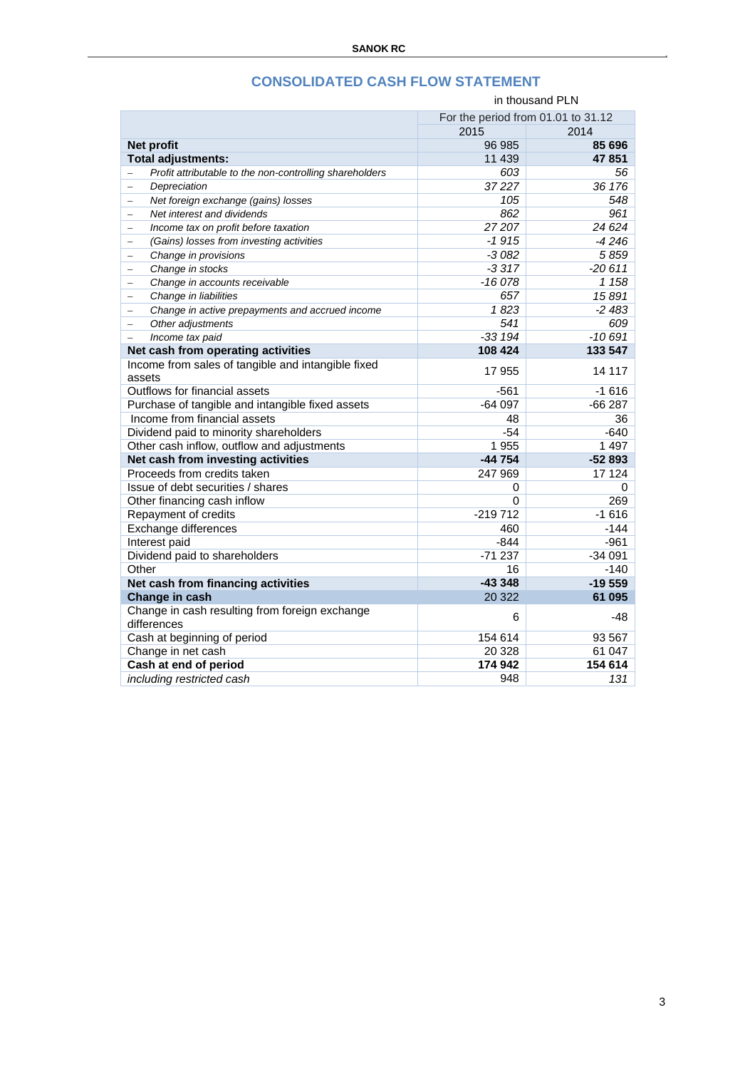## CONSOLIDATED CASH FLOW STATEMENT

in thousand PLN

| | For the period from 01.01 to 31.12 | |
|---|---|---|
| | 2015 | 2014 |
| **Net profit** | 96 985 | **85 696** |
| **Total adjustments:** | 11 439 | **47 851** |
| – *Profit attributable to the non-controlling shareholders* | *603* | *56* |
| – *Depreciation* | *37 227* | *36 176* |
| – *Net foreign exchange (gains) losses* | *105* | *548* |
| – *Net interest and dividends* | *862* | *961* |
| – *Income tax on profit before taxation* | *27 207* | *24 624* |
| – *(Gains) losses from investing activities* | *-1 915* | *-4 246* |
| – *Change in provisions* | *-3 082* | *5 859* |
| – *Change in stocks* | *-3 317* | *-20 611* |
| – *Change in accounts receivable* | *-16 078* | *1 158* |
| – *Change in liabilities* | *657* | *15 891* |
| – *Change in active prepayments and accrued income* | *1 823* | *-2 483* |
| – *Other adjustments* | *541* | *609* |
| – *Income tax paid* | *-33 194* | *-10 691* |
| **Net cash from operating activities** | **108 424** | **133 547** |
| Income from sales of tangible and intangible fixed assets | 17 955 | 14 117 |
| Outflows for financial assets | -561 | -1 616 |
| Purchase of tangible and intangible fixed assets | -64 097 | -66 287 |
| Income from financial assets | 48 | 36 |
| Dividend paid to minority shareholders | -54 | -640 |
| Other cash inflow, outflow and adjustments | 1 955 | 1 497 |
| **Net cash from investing activities** | **-44 754** | **-52 893** |
| Proceeds from credits taken | 247 969 | 17 124 |
| Issue of debt securities / shares | 0 | 0 |
| Other financing cash inflow | 0 | 269 |
| Repayment of credits | -219 712 | -1 616 |
| Exchange differences | 460 | -144 |
| Interest paid | -844 | -961 |
| Dividend paid to shareholders | -71 237 | -34 091 |
| Other | 16 | -140 |
| **Net cash from financing activities** | **-43 348** | **-19 559** |
| **Change in cash** | 20 322 | **61 095** |
| Change in cash resulting from foreign exchange differences | 6 | -48 |
| Cash at beginning of period | 154 614 | 93 567 |
| Change in net cash | 20 328 | 61 047 |
| **Cash at end of period** | **174 942** | **154 614** |
| *including restricted cash* | 948 | *131* |